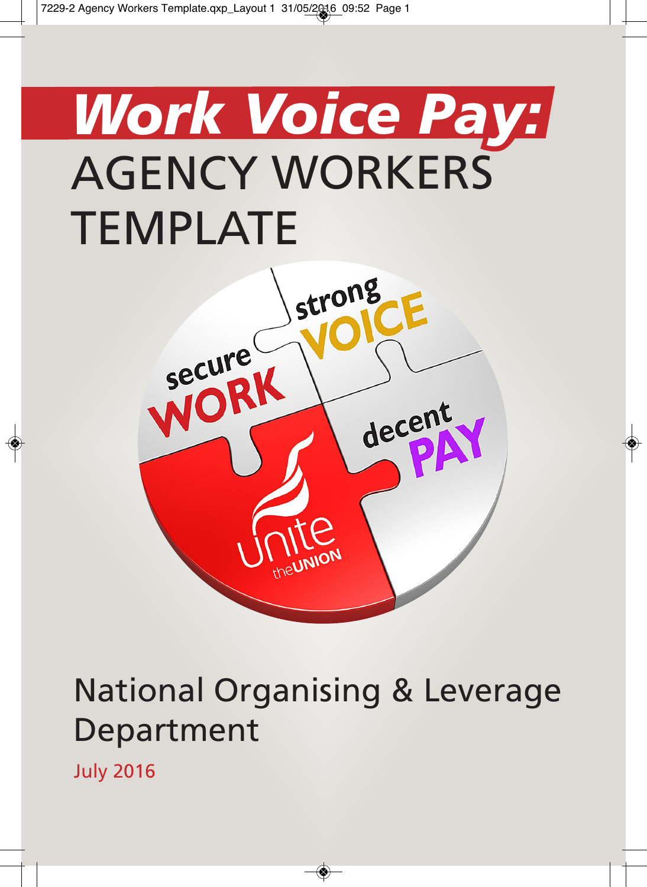# *Work Voice Pay:* AGENCY WORKERS TEMPLATE

National Organising & Leverage Department

July 2016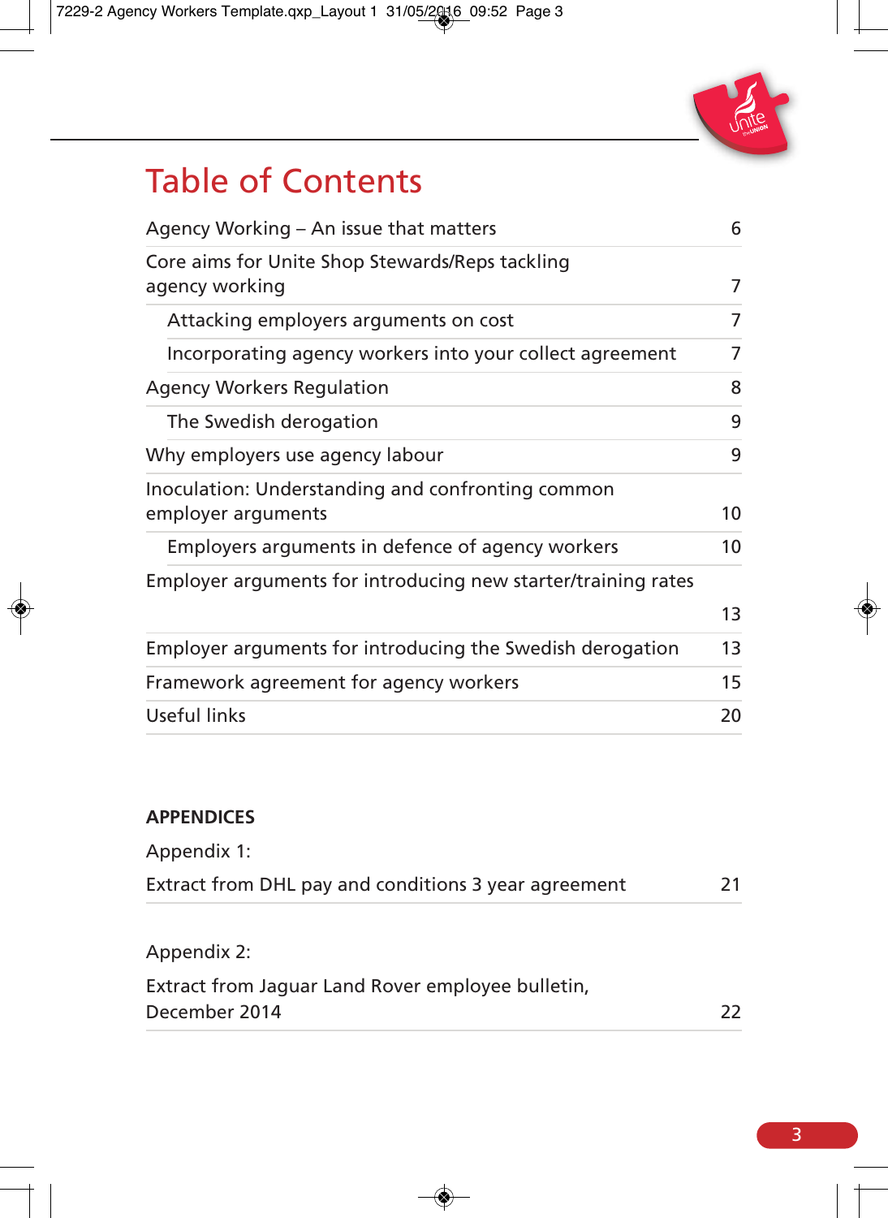# Table of Contents

| | |
|---|---|
| Agency Working – An issue that matters | 6 |
| Core aims for Unite Shop Stewards/Reps tackling agency working | 7 |
| Attacking employers arguments on cost | 7 |
| Incorporating agency workers into your collect agreement | 7 |
| Agency Workers Regulation | 8 |
| The Swedish derogation | 9 |
| Why employers use agency labour | 9 |
| Inoculation: Understanding and confronting common employer arguments | 10 |
| Employers arguments in defence of agency workers | 10 |
| Employer arguments for introducing new starter/training rates | 13 |
| Employer arguments for introducing the Swedish derogation | 13 |
| Framework agreement for agency workers | 15 |
| Useful links | 20 |

**APPENDICES**

| | |
|---|---|
| Appendix 1: Extract from DHL pay and conditions 3 year agreement | 21 |
| Appendix 2: Extract from Jaguar Land Rover employee bulletin, December 2014 | 22 |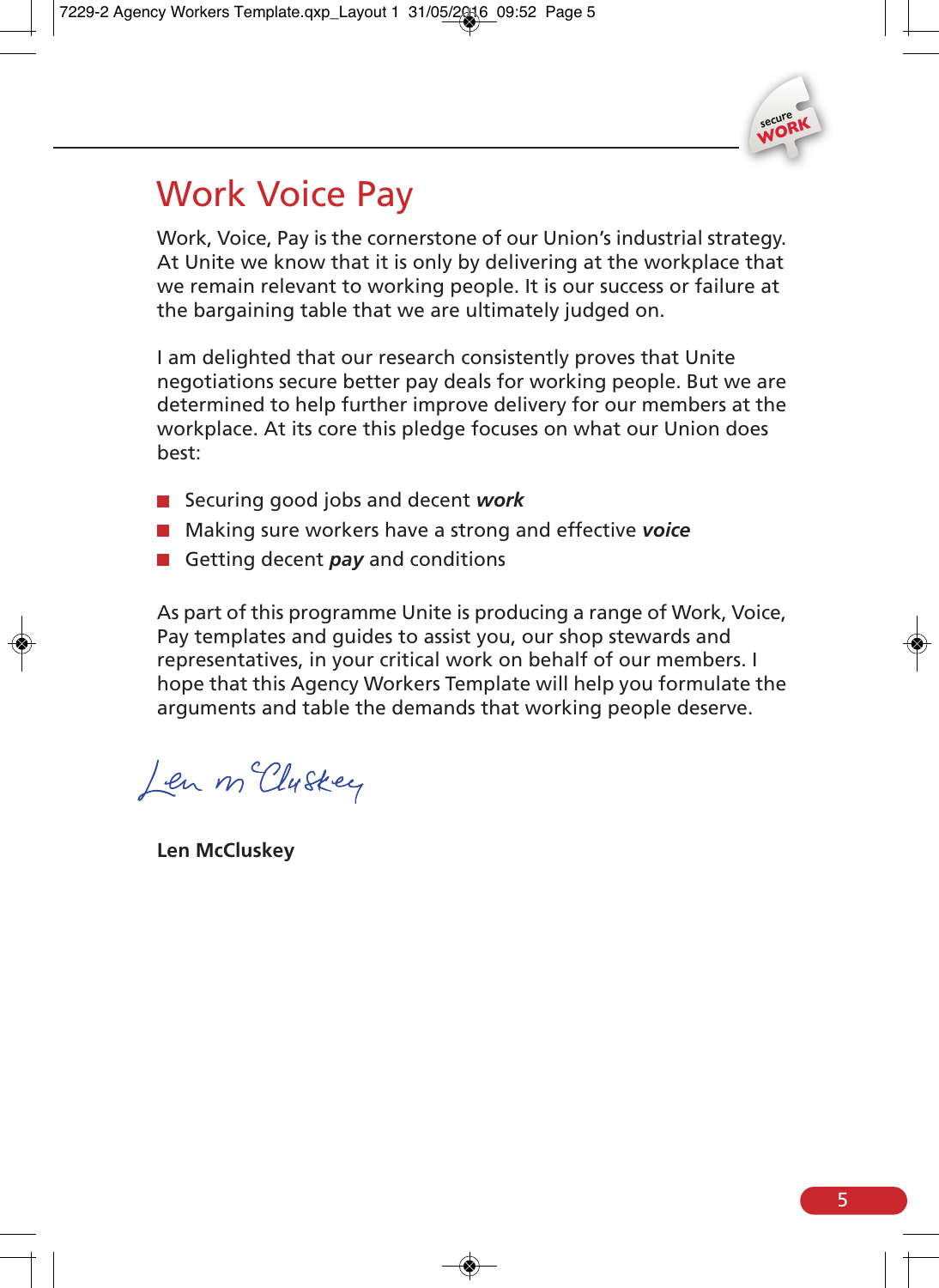# Work Voice Pay

Work, Voice, Pay is the cornerstone of our Union's industrial strategy. At Unite we know that it is only by delivering at the workplace that we remain relevant to working people. It is our success or failure at the bargaining table that we are ultimately judged on.

I am delighted that our research consistently proves that Unite negotiations secure better pay deals for working people. But we are determined to help further improve delivery for our members at the workplace. At its core this pledge focuses on what our Union does best:

- Securing good jobs and decent ***work***
- Making sure workers have a strong and effective ***voice***
- Getting decent ***pay*** and conditions

As part of this programme Unite is producing a range of Work, Voice, Pay templates and guides to assist you, our shop stewards and representatives, in your critical work on behalf of our members. I hope that this Agency Workers Template will help you formulate the arguments and table the demands that working people deserve.

Len McCluskey

**Len McCluskey**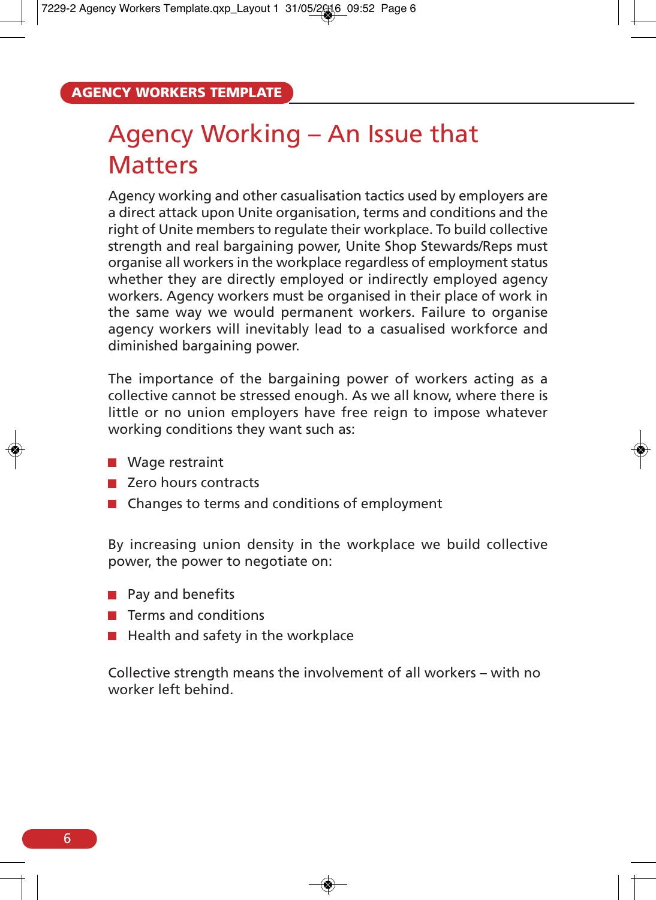# Agency Working – An Issue that Matters

Agency working and other casualisation tactics used by employers are a direct attack upon Unite organisation, terms and conditions and the right of Unite members to regulate their workplace. To build collective strength and real bargaining power, Unite Shop Stewards/Reps must organise all workers in the workplace regardless of employment status whether they are directly employed or indirectly employed agency workers. Agency workers must be organised in their place of work in the same way we would permanent workers. Failure to organise agency workers will inevitably lead to a casualised workforce and diminished bargaining power.

The importance of the bargaining power of workers acting as a collective cannot be stressed enough. As we all know, where there is little or no union employers have free reign to impose whatever working conditions they want such as:

- Wage restraint
- Zero hours contracts
- Changes to terms and conditions of employment

By increasing union density in the workplace we build collective power, the power to negotiate on:

- Pay and benefits
- Terms and conditions
- Health and safety in the workplace

Collective strength means the involvement of all workers – with no worker left behind.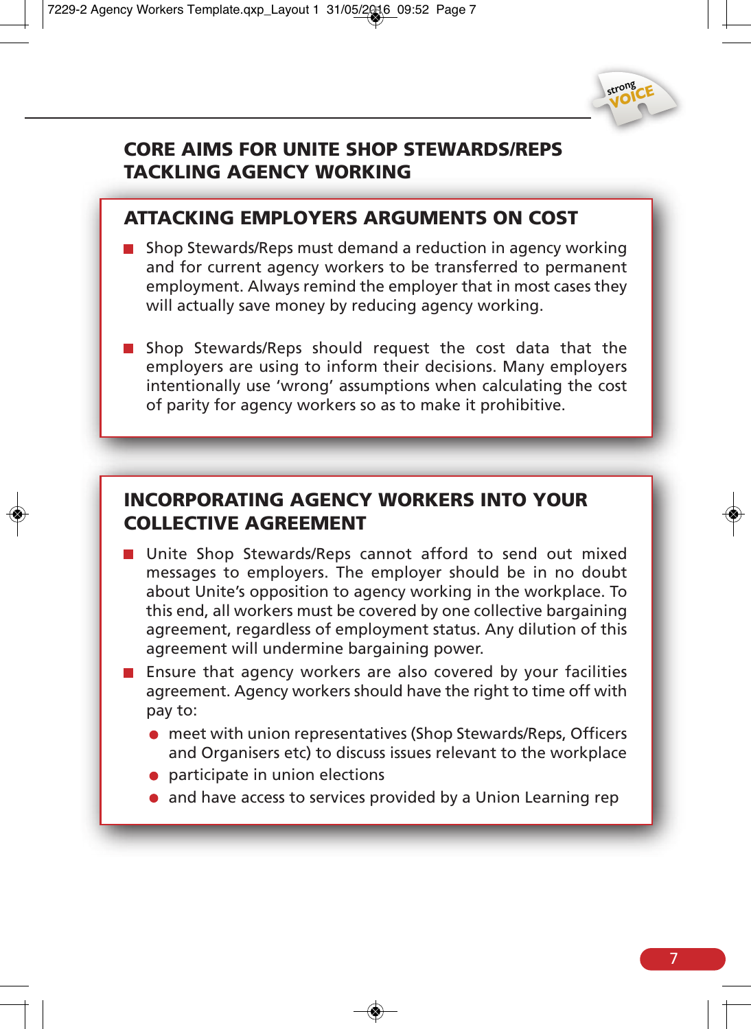## CORE AIMS FOR UNITE SHOP STEWARDS/REPS TACKLING AGENCY WORKING

### ATTACKING EMPLOYERS ARGUMENTS ON COST

- Shop Stewards/Reps must demand a reduction in agency working and for current agency workers to be transferred to permanent employment. Always remind the employer that in most cases they will actually save money by reducing agency working.

- Shop Stewards/Reps should request the cost data that the employers are using to inform their decisions. Many employers intentionally use 'wrong' assumptions when calculating the cost of parity for agency workers so as to make it prohibitive.

### INCORPORATING AGENCY WORKERS INTO YOUR COLLECTIVE AGREEMENT

- Unite Shop Stewards/Reps cannot afford to send out mixed messages to employers. The employer should be in no doubt about Unite's opposition to agency working in the workplace. To this end, all workers must be covered by one collective bargaining agreement, regardless of employment status. Any dilution of this agreement will undermine bargaining power.
- Ensure that agency workers are also covered by your facilities agreement. Agency workers should have the right to time off with pay to:
  - meet with union representatives (Shop Stewards/Reps, Officers and Organisers etc) to discuss issues relevant to the workplace
  - participate in union elections
  - and have access to services provided by a Union Learning rep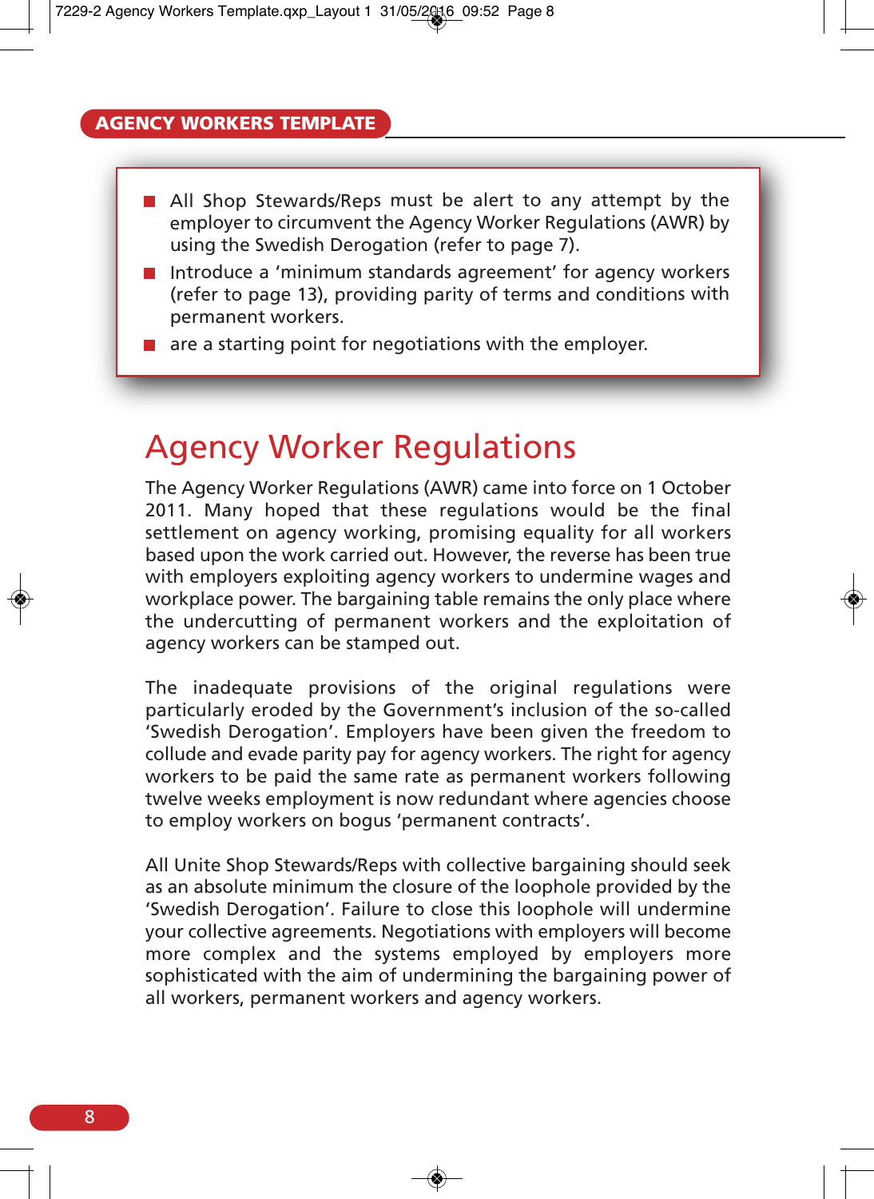- All Shop Stewards/Reps must be alert to any attempt by the employer to circumvent the Agency Worker Regulations (AWR) by using the Swedish Derogation (refer to page 7).
- Introduce a 'minimum standards agreement' for agency workers (refer to page 13), providing parity of terms and conditions with permanent workers.
- are a starting point for negotiations with the employer.

# Agency Worker Regulations

The Agency Worker Regulations (AWR) came into force on 1 October 2011. Many hoped that these regulations would be the final settlement on agency working, promising equality for all workers based upon the work carried out. However, the reverse has been true with employers exploiting agency workers to undermine wages and workplace power. The bargaining table remains the only place where the undercutting of permanent workers and the exploitation of agency workers can be stamped out.

The inadequate provisions of the original regulations were particularly eroded by the Government's inclusion of the so-called 'Swedish Derogation'. Employers have been given the freedom to collude and evade parity pay for agency workers. The right for agency workers to be paid the same rate as permanent workers following twelve weeks employment is now redundant where agencies choose to employ workers on bogus 'permanent contracts'.

All Unite Shop Stewards/Reps with collective bargaining should seek as an absolute minimum the closure of the loophole provided by the 'Swedish Derogation'. Failure to close this loophole will undermine your collective agreements. Negotiations with employers will become more complex and the systems employed by employers more sophisticated with the aim of undermining the bargaining power of all workers, permanent workers and agency workers.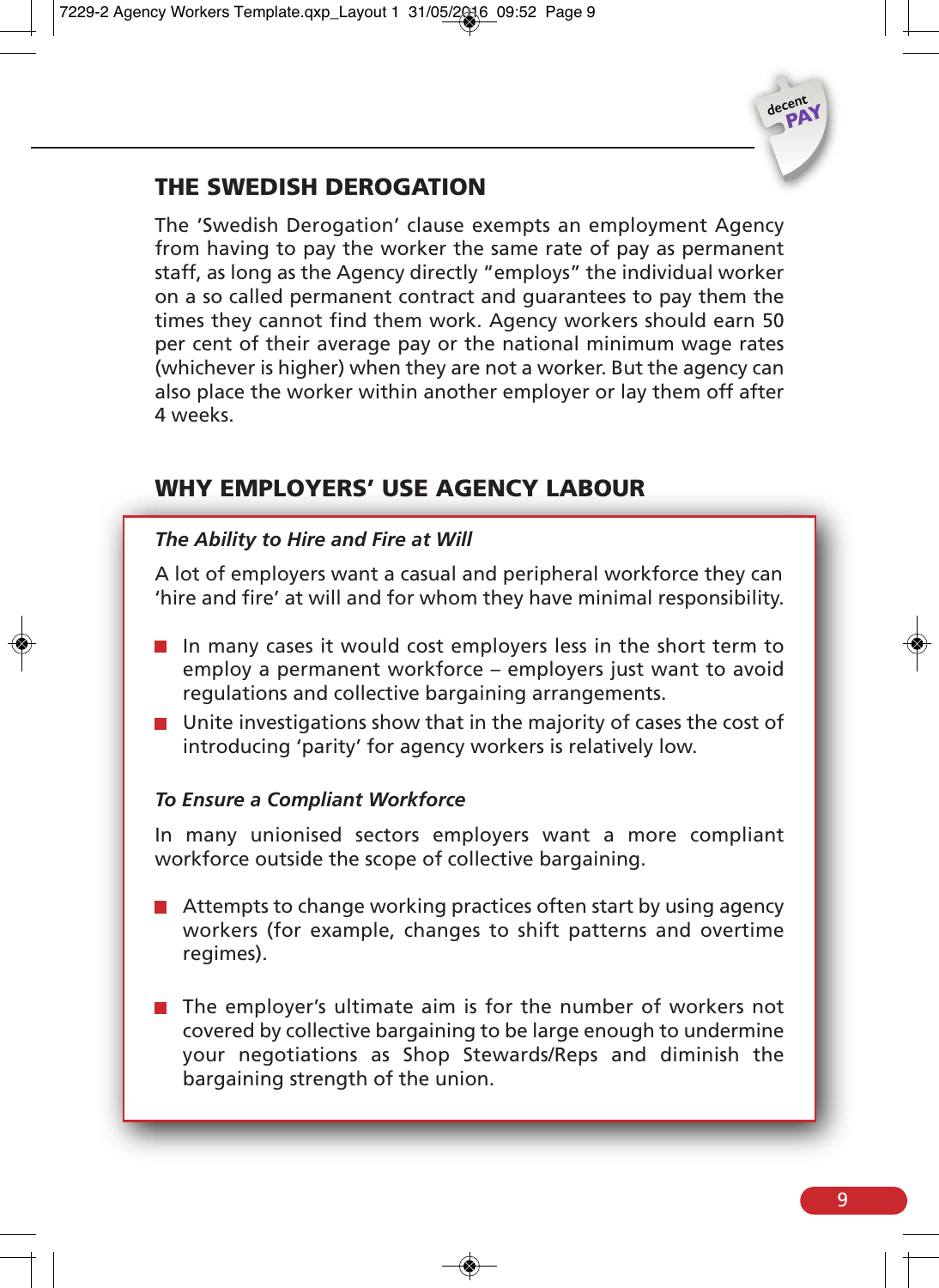## THE SWEDISH DEROGATION

The 'Swedish Derogation' clause exempts an employment Agency from having to pay the worker the same rate of pay as permanent staff, as long as the Agency directly "employs" the individual worker on a so called permanent contract and guarantees to pay them the times they cannot find them work. Agency workers should earn 50 per cent of their average pay or the national minimum wage rates (whichever is higher) when they are not a worker. But the agency can also place the worker within another employer or lay them off after 4 weeks.

## WHY EMPLOYERS' USE AGENCY LABOUR

***The Ability to Hire and Fire at Will***

A lot of employers want a casual and peripheral workforce they can 'hire and fire' at will and for whom they have minimal responsibility.

- In many cases it would cost employers less in the short term to employ a permanent workforce – employers just want to avoid regulations and collective bargaining arrangements.
- Unite investigations show that in the majority of cases the cost of introducing 'parity' for agency workers is relatively low.

***To Ensure a Compliant Workforce***

In many unionised sectors employers want a more compliant workforce outside the scope of collective bargaining.

- Attempts to change working practices often start by using agency workers (for example, changes to shift patterns and overtime regimes).
- The employer's ultimate aim is for the number of workers not covered by collective bargaining to be large enough to undermine your negotiations as Shop Stewards/Reps and diminish the bargaining strength of the union.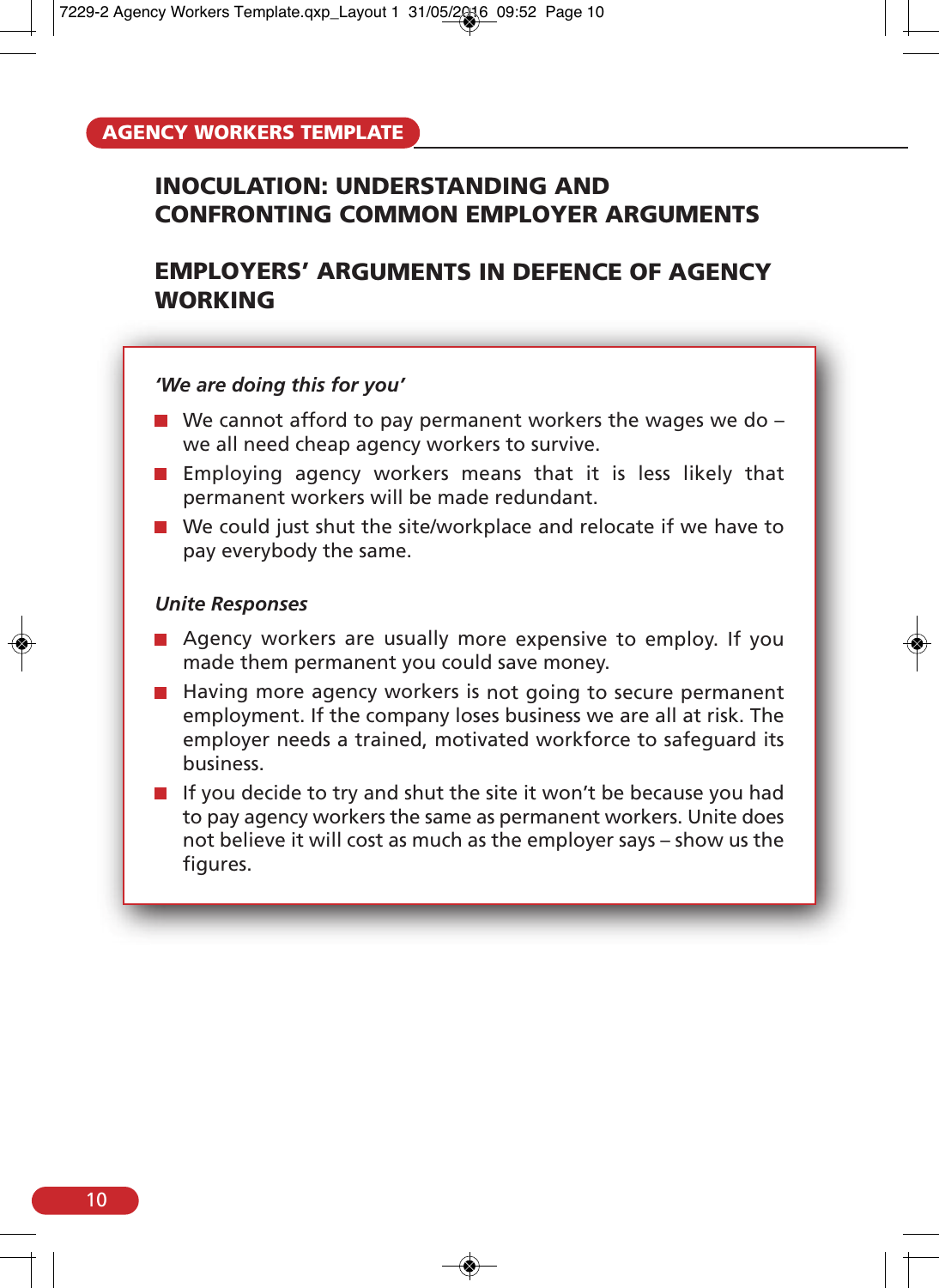## INOCULATION: UNDERSTANDING AND CONFRONTING COMMON EMPLOYER ARGUMENTS

### EMPLOYERS' ARGUMENTS IN DEFENCE OF AGENCY WORKING

***'We are doing this for you'***

- We cannot afford to pay permanent workers the wages we do – we all need cheap agency workers to survive.
- Employing agency workers means that it is less likely that permanent workers will be made redundant.
- We could just shut the site/workplace and relocate if we have to pay everybody the same.

***Unite Responses***

- Agency workers are usually more expensive to employ. If you made them permanent you could save money.
- Having more agency workers is not going to secure permanent employment. If the company loses business we are all at risk. The employer needs a trained, motivated workforce to safeguard its business.
- If you decide to try and shut the site it won't be because you had to pay agency workers the same as permanent workers. Unite does not believe it will cost as much as the employer says – show us the figures.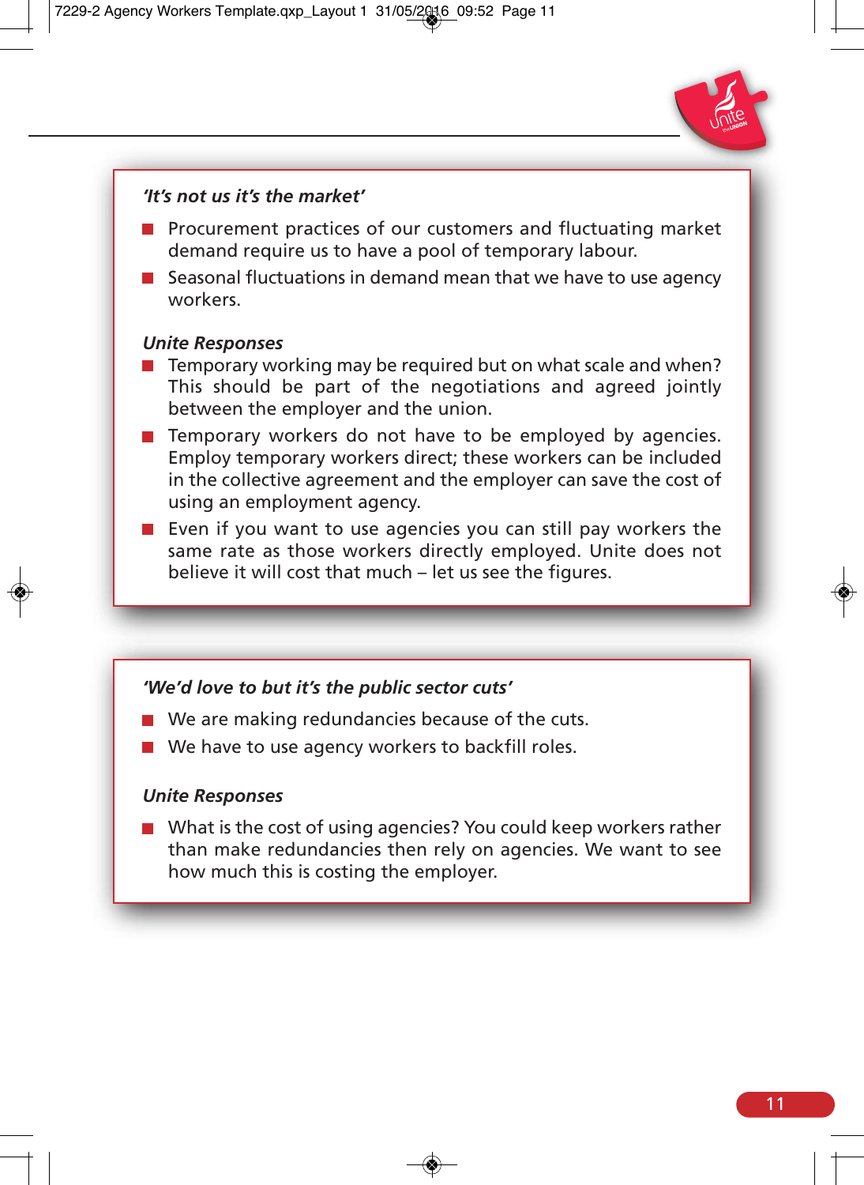***'It's not us it's the market'***

- Procurement practices of our customers and fluctuating market demand require us to have a pool of temporary labour.
- Seasonal fluctuations in demand mean that we have to use agency workers.

***Unite Responses***

- Temporary working may be required but on what scale and when? This should be part of the negotiations and agreed jointly between the employer and the union.
- Temporary workers do not have to be employed by agencies. Employ temporary workers direct; these workers can be included in the collective agreement and the employer can save the cost of using an employment agency.
- Even if you want to use agencies you can still pay workers the same rate as those workers directly employed. Unite does not believe it will cost that much – let us see the figures.

***'We'd love to but it's the public sector cuts'***

- We are making redundancies because of the cuts.
- We have to use agency workers to backfill roles.

***Unite Responses***

- What is the cost of using agencies? You could keep workers rather than make redundancies then rely on agencies. We want to see how much this is costing the employer.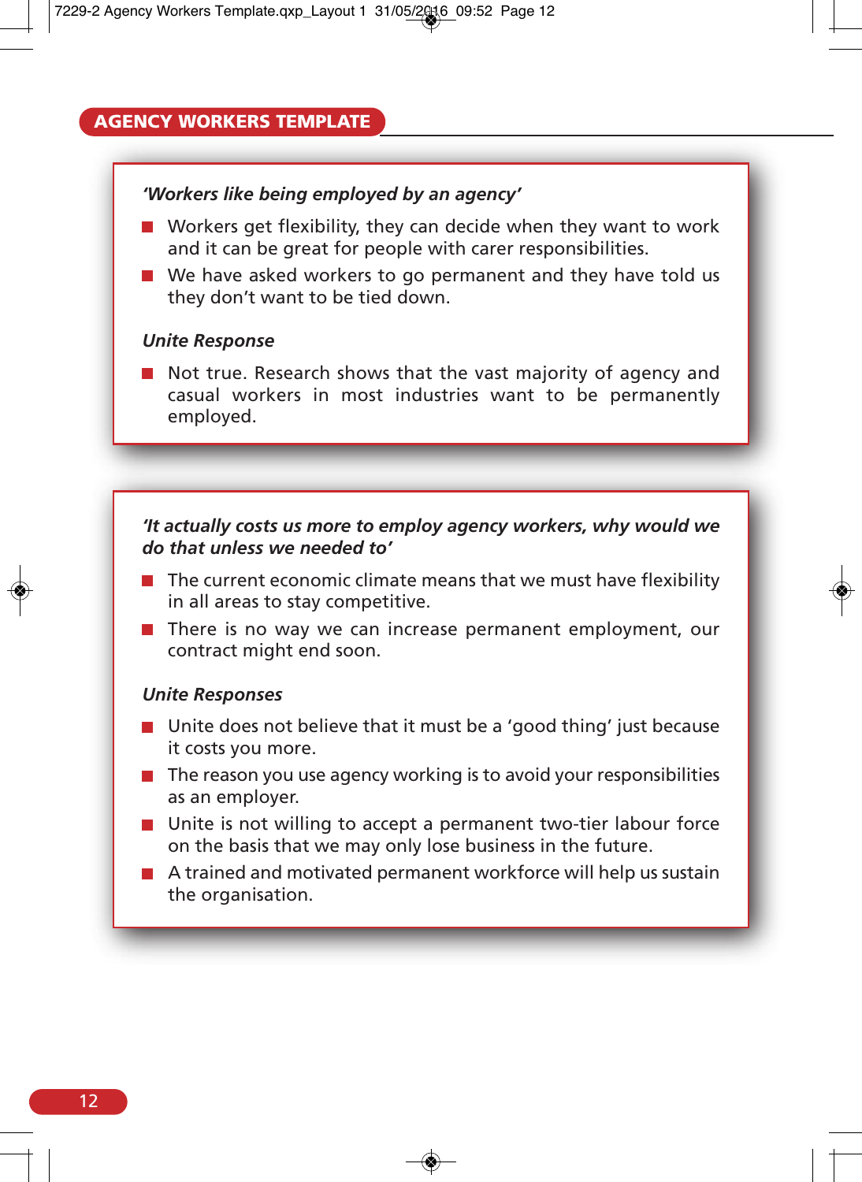## AGENCY WORKERS TEMPLATE

***'Workers like being employed by an agency'***

- Workers get flexibility, they can decide when they want to work and it can be great for people with carer responsibilities.
- We have asked workers to go permanent and they have told us they don't want to be tied down.

***Unite Response***

- Not true. Research shows that the vast majority of agency and casual workers in most industries want to be permanently employed.

***'It actually costs us more to employ agency workers, why would we do that unless we needed to'***

- The current economic climate means that we must have flexibility in all areas to stay competitive.
- There is no way we can increase permanent employment, our contract might end soon.

***Unite Responses***

- Unite does not believe that it must be a 'good thing' just because it costs you more.
- The reason you use agency working is to avoid your responsibilities as an employer.
- Unite is not willing to accept a permanent two-tier labour force on the basis that we may only lose business in the future.
- A trained and motivated permanent workforce will help us sustain the organisation.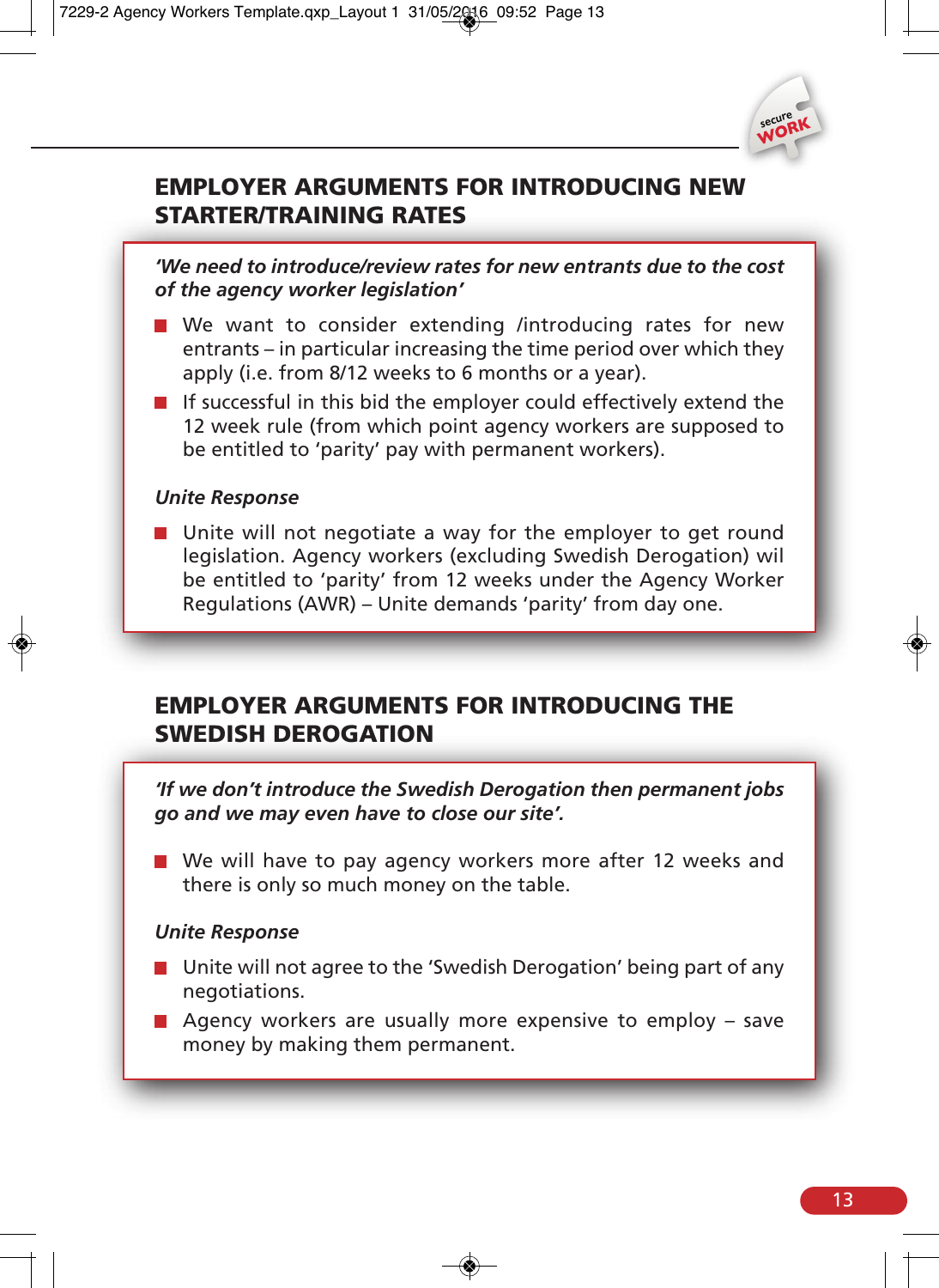## EMPLOYER ARGUMENTS FOR INTRODUCING NEW STARTER/TRAINING RATES

***'We need to introduce/review rates for new entrants due to the cost of the agency worker legislation'***

- We want to consider extending /introducing rates for new entrants – in particular increasing the time period over which they apply (i.e. from 8/12 weeks to 6 months or a year).
- If successful in this bid the employer could effectively extend the 12 week rule (from which point agency workers are supposed to be entitled to 'parity' pay with permanent workers).

***Unite Response***

- Unite will not negotiate a way for the employer to get round legislation. Agency workers (excluding Swedish Derogation) wil be entitled to 'parity' from 12 weeks under the Agency Worker Regulations (AWR) – Unite demands 'parity' from day one.

## EMPLOYER ARGUMENTS FOR INTRODUCING THE SWEDISH DEROGATION

***'If we don't introduce the Swedish Derogation then permanent jobs go and we may even have to close our site'.***

- We will have to pay agency workers more after 12 weeks and there is only so much money on the table.

***Unite Response***

- Unite will not agree to the 'Swedish Derogation' being part of any negotiations.
- Agency workers are usually more expensive to employ – save money by making them permanent.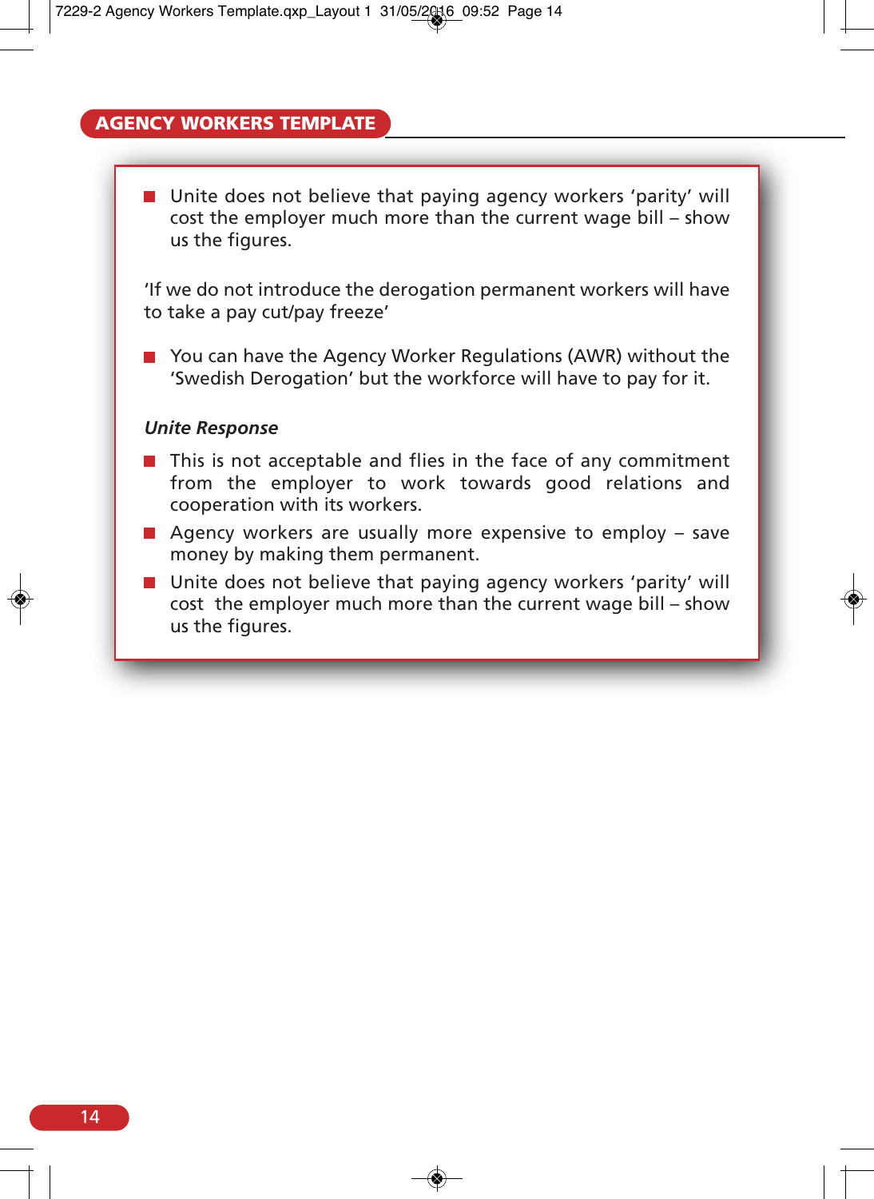- Unite does not believe that paying agency workers 'parity' will cost the employer much more than the current wage bill – show us the figures.

'If we do not introduce the derogation permanent workers will have to take a pay cut/pay freeze'

- You can have the Agency Worker Regulations (AWR) without the 'Swedish Derogation' but the workforce will have to pay for it.

***Unite Response***

- This is not acceptable and flies in the face of any commitment from the employer to work towards good relations and cooperation with its workers.
- Agency workers are usually more expensive to employ – save money by making them permanent.
- Unite does not believe that paying agency workers 'parity' will cost the employer much more than the current wage bill – show us the figures.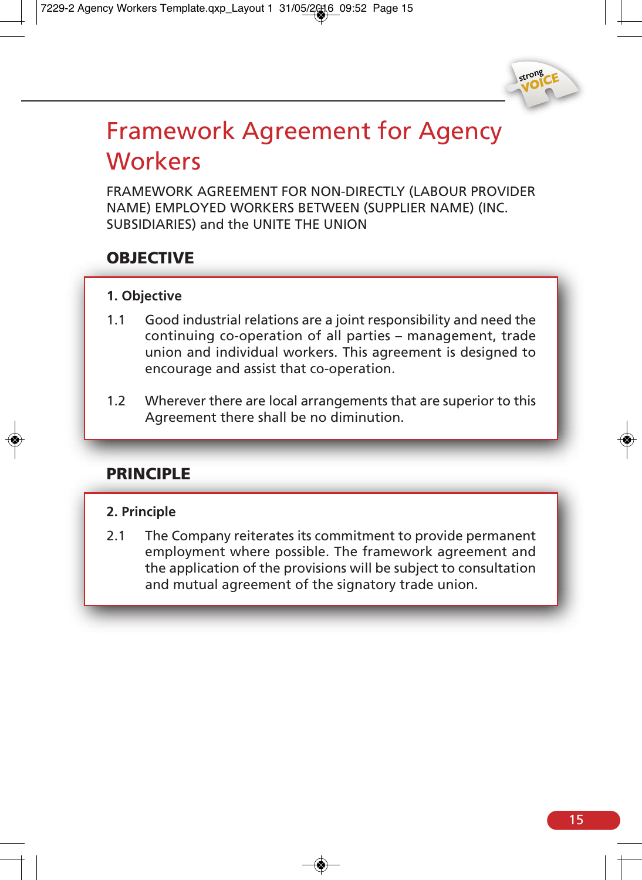# Framework Agreement for Agency Workers

FRAMEWORK AGREEMENT FOR NON-DIRECTLY (LABOUR PROVIDER NAME) EMPLOYED WORKERS BETWEEN (SUPPLIER NAME) (INC. SUBSIDIARIES) and the UNITE THE UNION

## OBJECTIVE

**1. Objective**

1.1 Good industrial relations are a joint responsibility and need the continuing co-operation of all parties – management, trade union and individual workers. This agreement is designed to encourage and assist that co-operation.

1.2 Wherever there are local arrangements that are superior to this Agreement there shall be no diminution.

## PRINCIPLE

**2. Principle**

2.1 The Company reiterates its commitment to provide permanent employment where possible. The framework agreement and the application of the provisions will be subject to consultation and mutual agreement of the signatory trade union.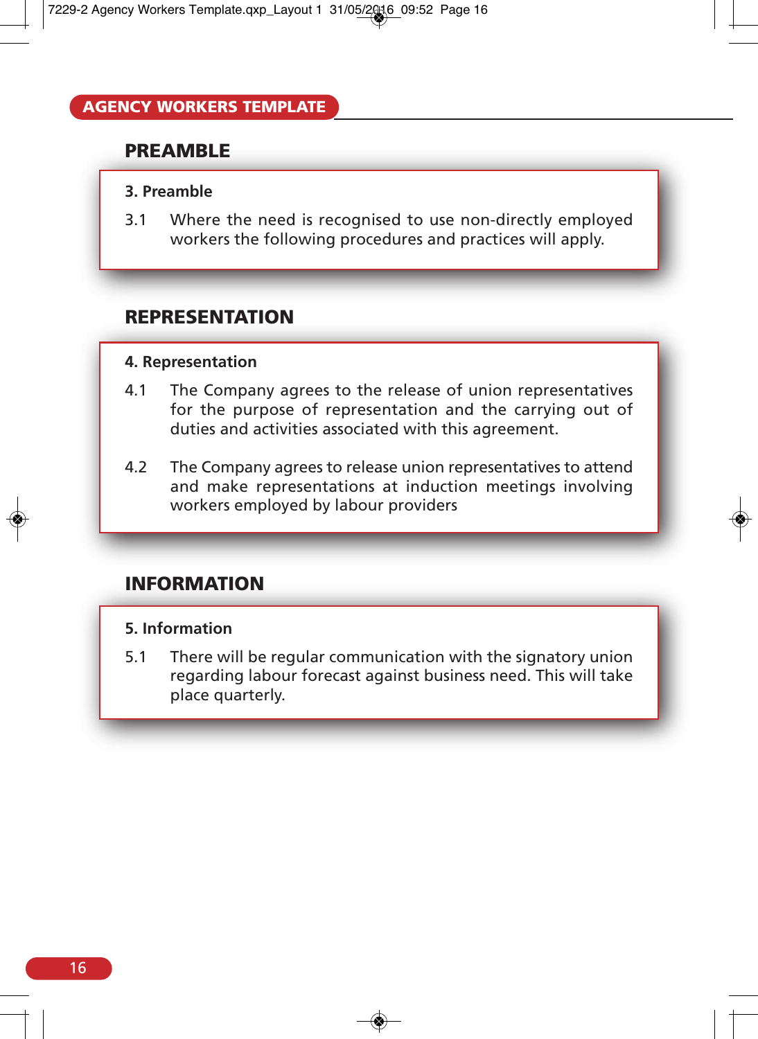## AGENCY WORKERS TEMPLATE

### PREAMBLE

**3. Preamble**

3.1 Where the need is recognised to use non-directly employed workers the following procedures and practices will apply.

### REPRESENTATION

**4. Representation**

4.1 The Company agrees to the release of union representatives for the purpose of representation and the carrying out of duties and activities associated with this agreement.

4.2 The Company agrees to release union representatives to attend and make representations at induction meetings involving workers employed by labour providers

### INFORMATION

**5. Information**

5.1 There will be regular communication with the signatory union regarding labour forecast against business need. This will take place quarterly.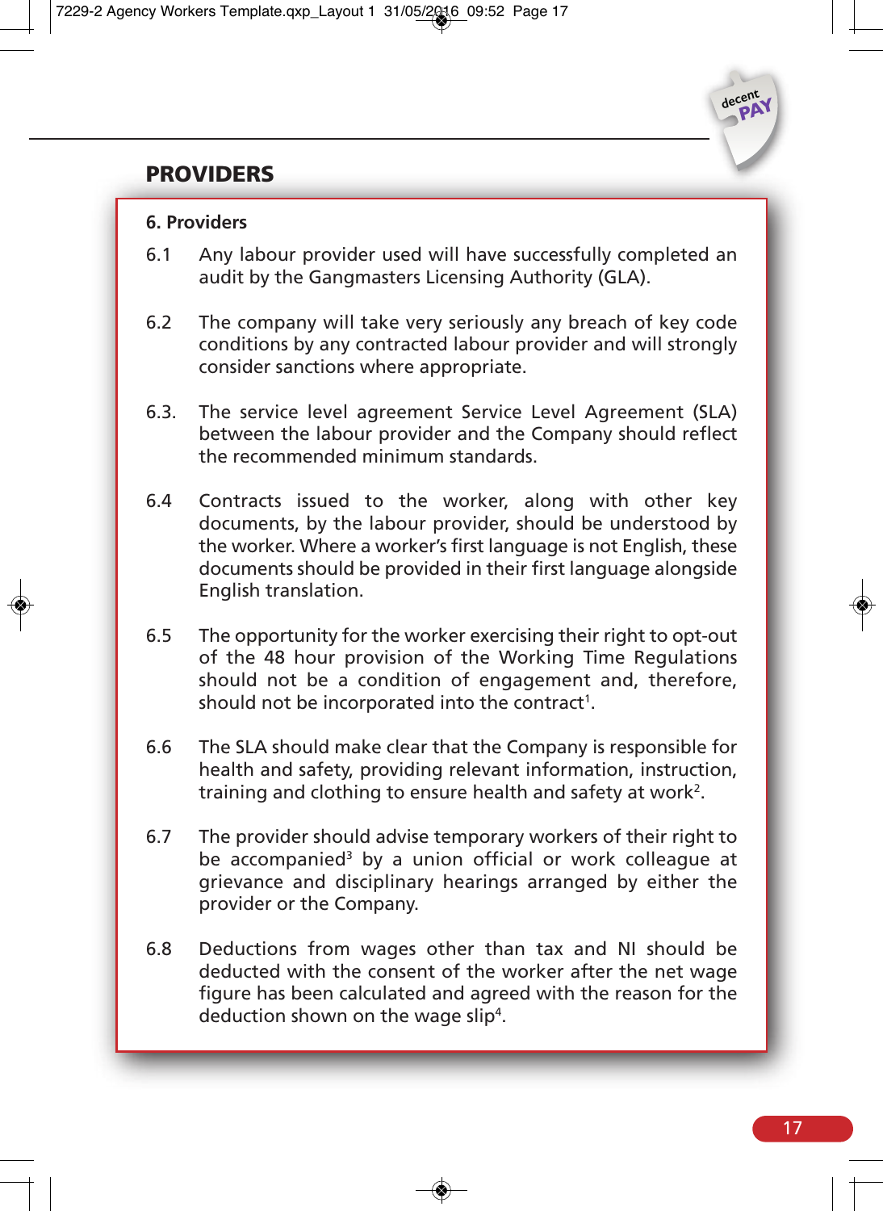# PROVIDERS

## 6. Providers

6.1 Any labour provider used will have successfully completed an audit by the Gangmasters Licensing Authority (GLA).

6.2 The company will take very seriously any breach of key code conditions by any contracted labour provider and will strongly consider sanctions where appropriate.

6.3. The service level agreement Service Level Agreement (SLA) between the labour provider and the Company should reflect the recommended minimum standards.

6.4 Contracts issued to the worker, along with other key documents, by the labour provider, should be understood by the worker. Where a worker's first language is not English, these documents should be provided in their first language alongside English translation.

6.5 The opportunity for the worker exercising their right to opt-out of the 48 hour provision of the Working Time Regulations should not be a condition of engagement and, therefore, should not be incorporated into the contract[1].

6.6 The SLA should make clear that the Company is responsible for health and safety, providing relevant information, instruction, training and clothing to ensure health and safety at work[2].

6.7 The provider should advise temporary workers of their right to be accompanied[3] by a union official or work colleague at grievance and disciplinary hearings arranged by either the provider or the Company.

6.8 Deductions from wages other than tax and NI should be deducted with the consent of the worker after the net wage figure has been calculated and agreed with the reason for the deduction shown on the wage slip[4].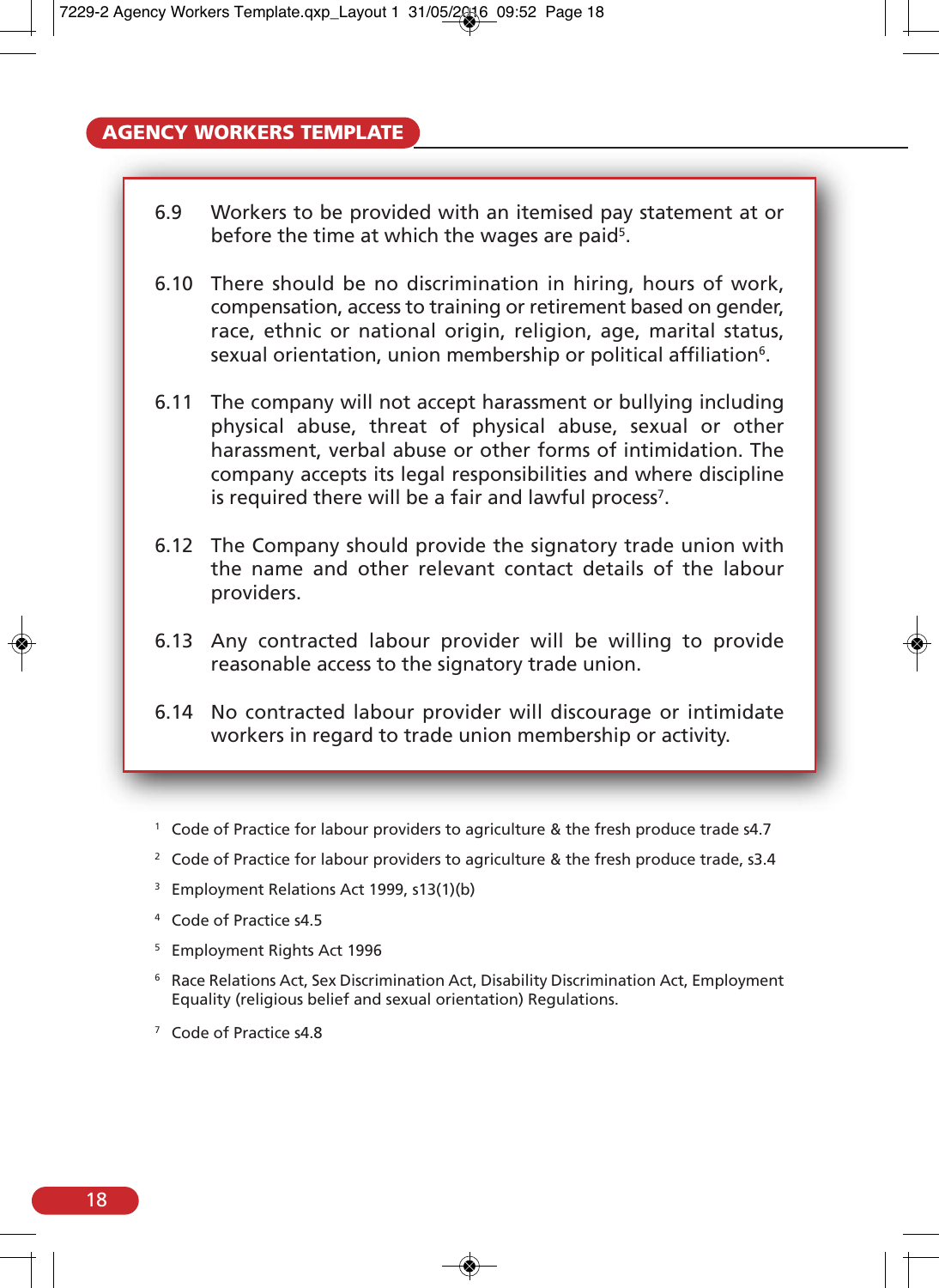6.9 Workers to be provided with an itemised pay statement at or before the time at which the wages are paid[5].

6.10 There should be no discrimination in hiring, hours of work, compensation, access to training or retirement based on gender, race, ethnic or national origin, religion, age, marital status, sexual orientation, union membership or political affiliation[6].

6.11 The company will not accept harassment or bullying including physical abuse, threat of physical abuse, sexual or other harassment, verbal abuse or other forms of intimidation. The company accepts its legal responsibilities and where discipline is required there will be a fair and lawful process[7].

6.12 The Company should provide the signatory trade union with the name and other relevant contact details of the labour providers.

6.13 Any contracted labour provider will be willing to provide reasonable access to the signatory trade union.

6.14 No contracted labour provider will discourage or intimidate workers in regard to trade union membership or activity.

---

[1] Code of Practice for labour providers to agriculture & the fresh produce trade s4.7

[2] Code of Practice for labour providers to agriculture & the fresh produce trade, s3.4

[3] Employment Relations Act 1999, s13(1)(b)

[4] Code of Practice s4.5

[5] Employment Rights Act 1996

[6] Race Relations Act, Sex Discrimination Act, Disability Discrimination Act, Employment Equality (religious belief and sexual orientation) Regulations.

[7] Code of Practice s4.8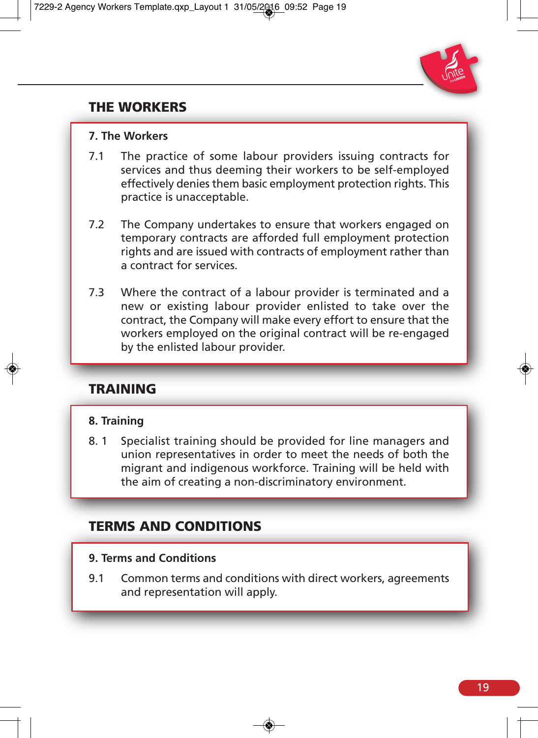## THE WORKERS

### 7. The Workers

7.1 The practice of some labour providers issuing contracts for services and thus deeming their workers to be self-employed effectively denies them basic employment protection rights. This practice is unacceptable.

7.2 The Company undertakes to ensure that workers engaged on temporary contracts are afforded full employment protection rights and are issued with contracts of employment rather than a contract for services.

7.3 Where the contract of a labour provider is terminated and a new or existing labour provider enlisted to take over the contract, the Company will make every effort to ensure that the workers employed on the original contract will be re-engaged by the enlisted labour provider.

## TRAINING

### 8. Training

8. 1 Specialist training should be provided for line managers and union representatives in order to meet the needs of both the migrant and indigenous workforce. Training will be held with the aim of creating a non-discriminatory environment.

## TERMS AND CONDITIONS

### 9. Terms and Conditions

9.1 Common terms and conditions with direct workers, agreements and representation will apply.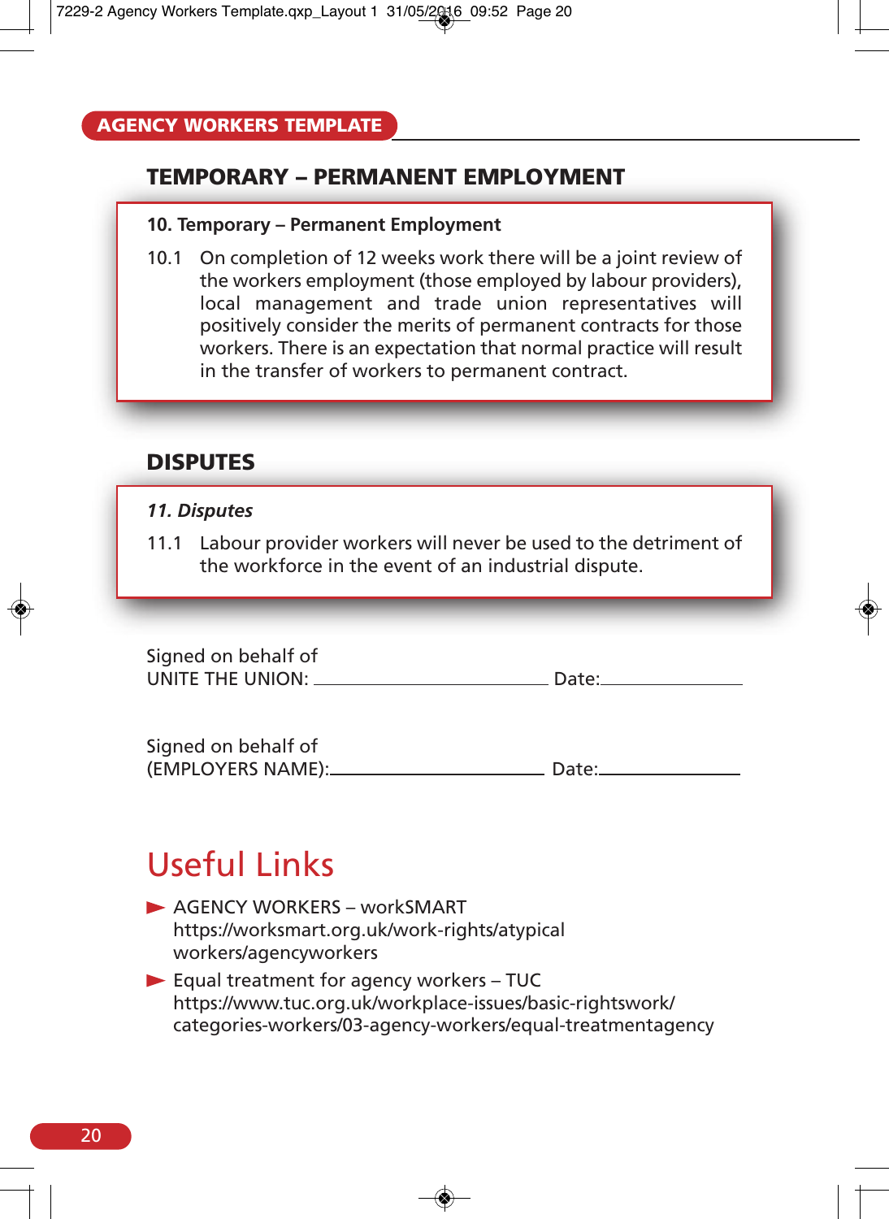## TEMPORARY – PERMANENT EMPLOYMENT

**10. Temporary – Permanent Employment**

10.1 On completion of 12 weeks work there will be a joint review of the workers employment (those employed by labour providers), local management and trade union representatives will positively consider the merits of permanent contracts for those workers. There is an expectation that normal practice will result in the transfer of workers to permanent contract.

## DISPUTES

***11. Disputes***

11.1 Labour provider workers will never be used to the detriment of the workforce in the event of an industrial dispute.

Signed on behalf of
UNITE THE UNION: ______________________ Date: ____________

Signed on behalf of
(EMPLOYERS NAME): ______________________ Date: ____________

# Useful Links

- AGENCY WORKERS – workSMART
  https://worksmart.org.uk/work-rights/atypical workers/agencyworkers
- Equal treatment for agency workers – TUC
  https://www.tuc.org.uk/workplace-issues/basic-rightswork/ categories-workers/03-agency-workers/equal-treatmentagency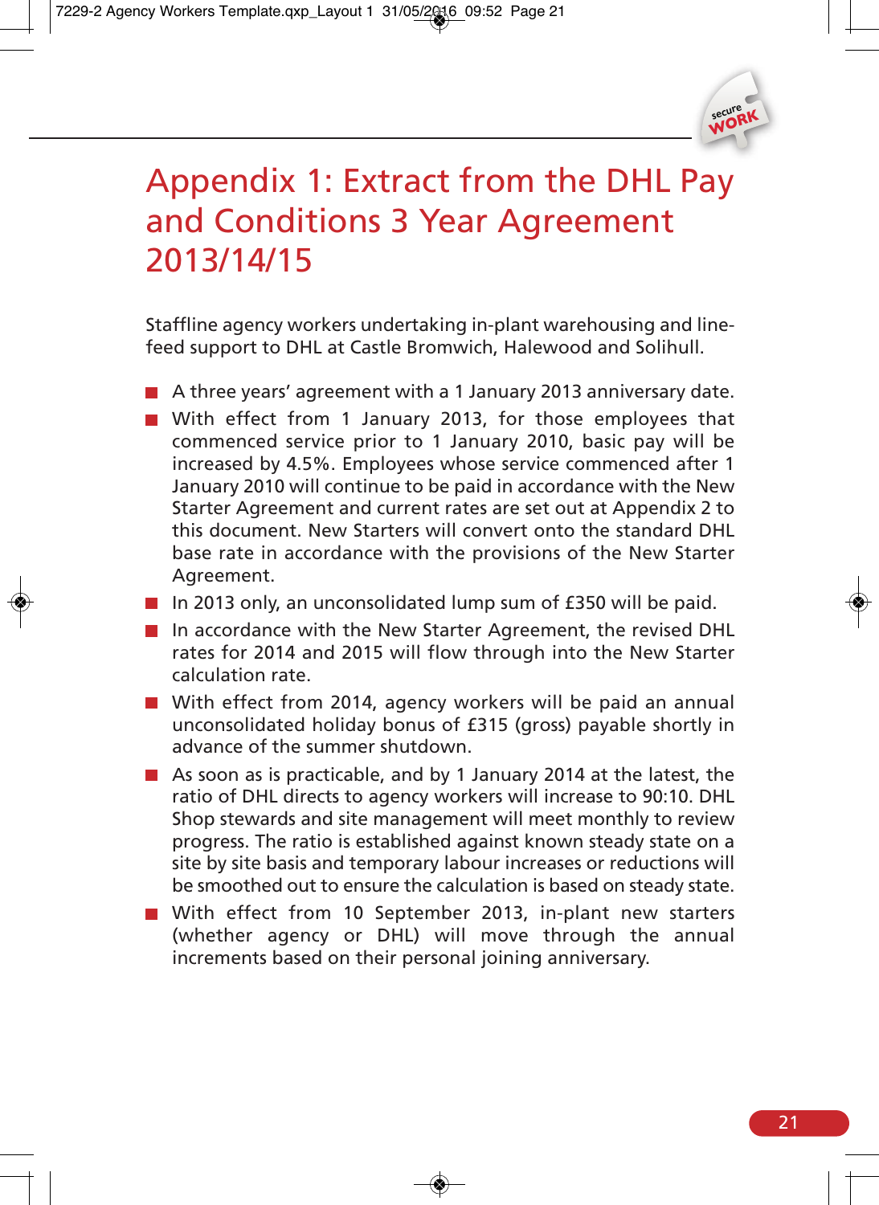# Appendix 1: Extract from the DHL Pay and Conditions 3 Year Agreement 2013/14/15

Staffline agency workers undertaking in-plant warehousing and line-feed support to DHL at Castle Bromwich, Halewood and Solihull.

- A three years' agreement with a 1 January 2013 anniversary date.
- With effect from 1 January 2013, for those employees that commenced service prior to 1 January 2010, basic pay will be increased by 4.5%. Employees whose service commenced after 1 January 2010 will continue to be paid in accordance with the New Starter Agreement and current rates are set out at Appendix 2 to this document. New Starters will convert onto the standard DHL base rate in accordance with the provisions of the New Starter Agreement.
- In 2013 only, an unconsolidated lump sum of £350 will be paid.
- In accordance with the New Starter Agreement, the revised DHL rates for 2014 and 2015 will flow through into the New Starter calculation rate.
- With effect from 2014, agency workers will be paid an annual unconsolidated holiday bonus of £315 (gross) payable shortly in advance of the summer shutdown.
- As soon as is practicable, and by 1 January 2014 at the latest, the ratio of DHL directs to agency workers will increase to 90:10. DHL Shop stewards and site management will meet monthly to review progress. The ratio is established against known steady state on a site by site basis and temporary labour increases or reductions will be smoothed out to ensure the calculation is based on steady state.
- With effect from 10 September 2013, in-plant new starters (whether agency or DHL) will move through the annual increments based on their personal joining anniversary.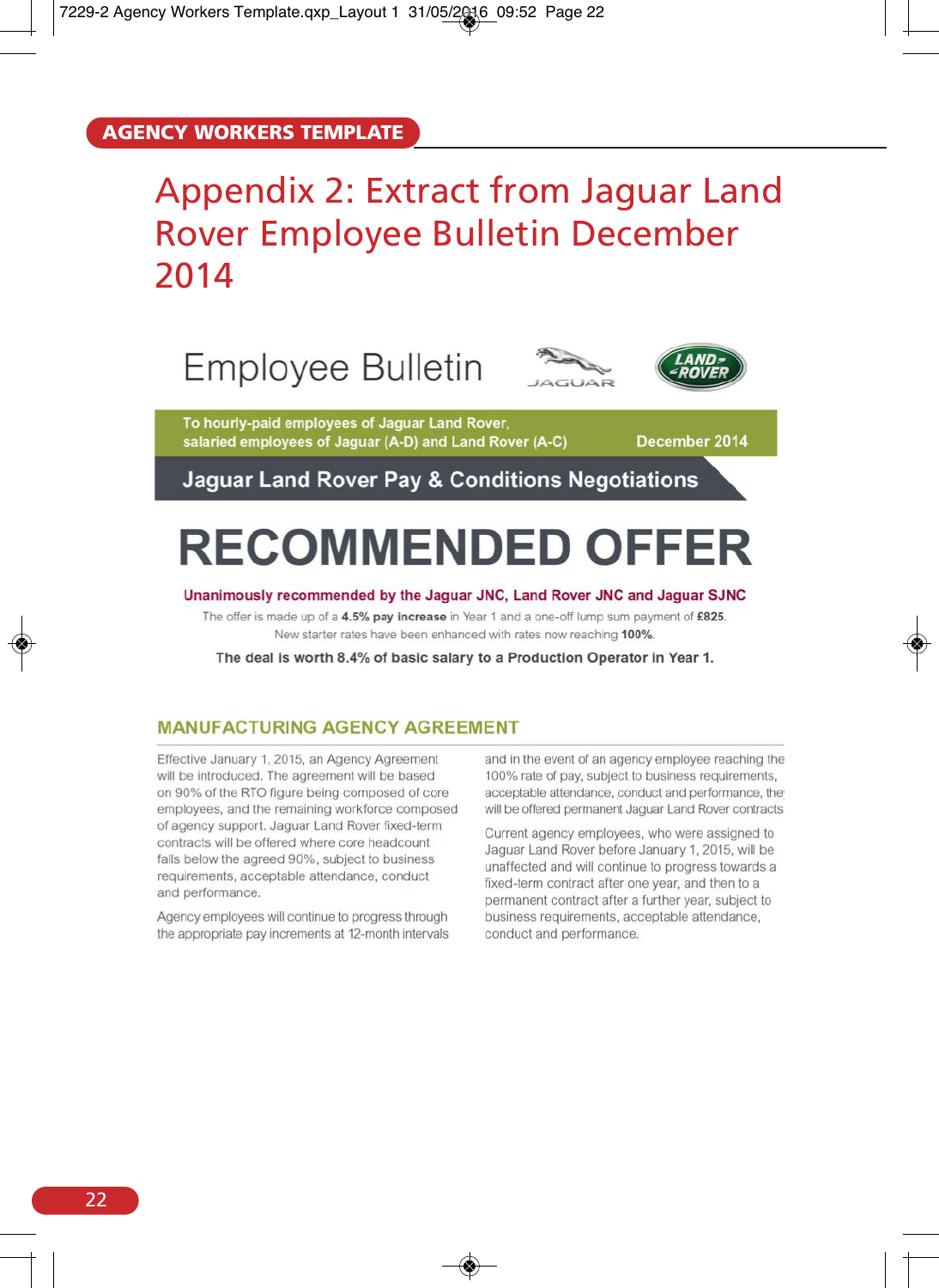AGENCY WORKERS TEMPLATE

# Appendix 2: Extract from Jaguar Land Rover Employee Bulletin December 2014

Employee Bulletin

To hourly-paid employees of Jaguar Land Rover, salaried employees of Jaguar (A-D) and Land Rover (A-C)

December 2014

## Jaguar Land Rover Pay & Conditions Negotiations

# RECOMMENDED OFFER

**Unanimously recommended by the Jaguar JNC, Land Rover JNC and Jaguar SJNC**

The offer is made up of a **4.5% pay increase** in Year 1 and a one-off lump sum payment of **£825**.

New starter rates have been enhanced with rates now reaching **100%**.

**The deal is worth 8.4% of basic salary to a Production Operator in Year 1.**

### MANUFACTURING AGENCY AGREEMENT

Effective January 1, 2015, an Agency Agreement will be introduced. The agreement will be based on 90% of the RTO figure being composed of core employees, and the remaining workforce composed of agency support. Jaguar Land Rover fixed-term contracts will be offered where core headcount falls below the agreed 90%, subject to business requirements, acceptable attendance, conduct and performance.

Agency employees will continue to progress through the appropriate pay increments at 12-month intervals and in the event of an agency employee reaching the 100% rate of pay, subject to business requirements, acceptable attendance, conduct and performance, they will be offered permanent Jaguar Land Rover contracts.

Current agency employees, who were assigned to Jaguar Land Rover before January 1, 2015, will be unaffected and will continue to progress towards a fixed-term contract after one year, and then to a permanent contract after a further year, subject to business requirements, acceptable attendance, conduct and performance.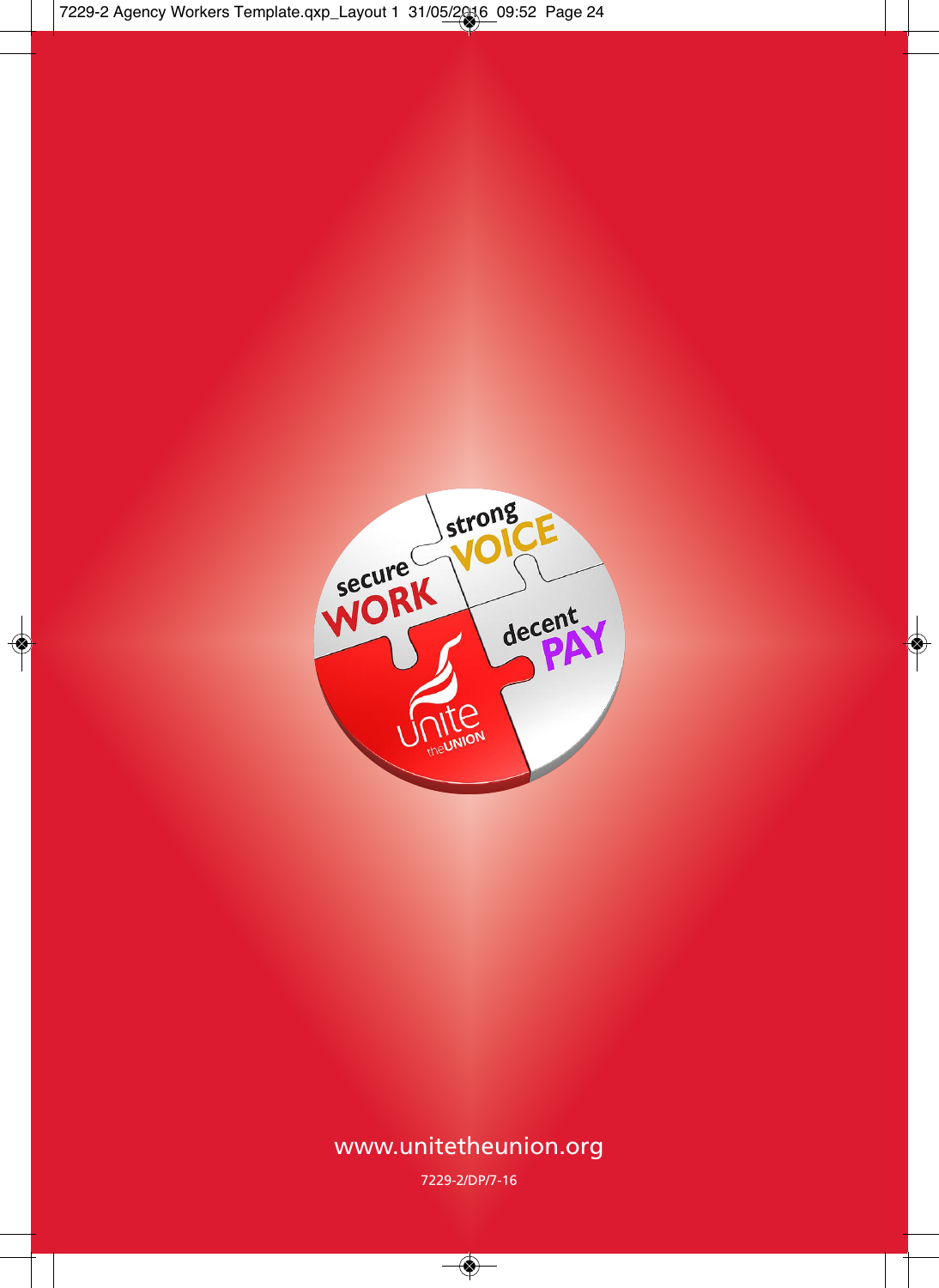secure WORK

strong VOICE

decent PAY

unite the UNION

www.unitetheunion.org

7229-2/DP/7-16